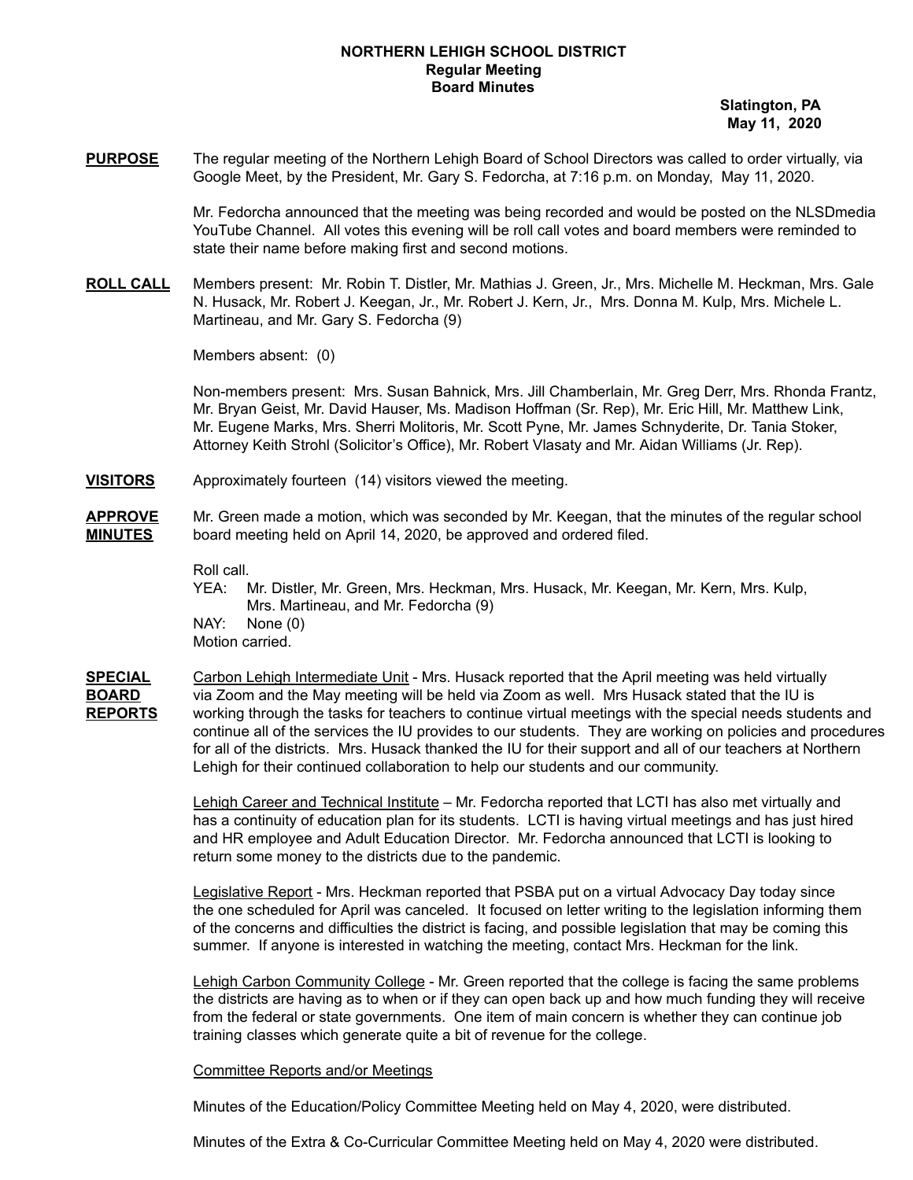# NORTHERN LEHIGH SCHOOL DISTRICT
## Regular Meeting
## Board Minutes

**Slatington, PA**
**May 11, 2020**

**PURPOSE** The regular meeting of the Northern Lehigh Board of School Directors was called to order virtually, via Google Meet, by the President, Mr. Gary S. Fedorcha, at 7:16 p.m. on Monday, May 11, 2020.

Mr. Fedorcha announced that the meeting was being recorded and would be posted on the NLSDmedia YouTube Channel. All votes this evening will be roll call votes and board members were reminded to state their name before making first and second motions.

**ROLL CALL** Members present: Mr. Robin T. Distler, Mr. Mathias J. Green, Jr., Mrs. Michelle M. Heckman, Mrs. Gale N. Husack, Mr. Robert J. Keegan, Jr., Mr. Robert J. Kern, Jr., Mrs. Donna M. Kulp, Mrs. Michele L. Martineau, and Mr. Gary S. Fedorcha (9)

Members absent: (0)

Non-members present: Mrs. Susan Bahnick, Mrs. Jill Chamberlain, Mr. Greg Derr, Mrs. Rhonda Frantz, Mr. Bryan Geist, Mr. David Hauser, Ms. Madison Hoffman (Sr. Rep), Mr. Eric Hill, Mr. Matthew Link, Mr. Eugene Marks, Mrs. Sherri Molitoris, Mr. Scott Pyne, Mr. James Schnyderite, Dr. Tania Stoker, Attorney Keith Strohl (Solicitor's Office), Mr. Robert Vlasaty and Mr. Aidan Williams (Jr. Rep).

**VISITORS** Approximately fourteen (14) visitors viewed the meeting.

**APPROVE MINUTES** Mr. Green made a motion, which was seconded by Mr. Keegan, that the minutes of the regular school board meeting held on April 14, 2020, be approved and ordered filed.

Roll call.
YEA: Mr. Distler, Mr. Green, Mrs. Heckman, Mrs. Husack, Mr. Keegan, Mr. Kern, Mrs. Kulp, Mrs. Martineau, and Mr. Fedorcha (9)
NAY: None (0)
Motion carried.

**SPECIAL BOARD REPORTS** Carbon Lehigh Intermediate Unit - Mrs. Husack reported that the April meeting was held virtually via Zoom and the May meeting will be held via Zoom as well. Mrs Husack stated that the IU is working through the tasks for teachers to continue virtual meetings with the special needs students and continue all of the services the IU provides to our students. They are working on policies and procedures for all of the districts. Mrs. Husack thanked the IU for their support and all of our teachers at Northern Lehigh for their continued collaboration to help our students and our community.

Lehigh Career and Technical Institute – Mr. Fedorcha reported that LCTI has also met virtually and has a continuity of education plan for its students. LCTI is having virtual meetings and has just hired and HR employee and Adult Education Director. Mr. Fedorcha announced that LCTI is looking to return some money to the districts due to the pandemic.

Legislative Report - Mrs. Heckman reported that PSBA put on a virtual Advocacy Day today since the one scheduled for April was canceled. It focused on letter writing to the legislation informing them of the concerns and difficulties the district is facing, and possible legislation that may be coming this summer. If anyone is interested in watching the meeting, contact Mrs. Heckman for the link.

Lehigh Carbon Community College - Mr. Green reported that the college is facing the same problems the districts are having as to when or if they can open back up and how much funding they will receive from the federal or state governments. One item of main concern is whether they can continue job training classes which generate quite a bit of revenue for the college.

Committee Reports and/or Meetings

Minutes of the Education/Policy Committee Meeting held on May 4, 2020, were distributed.

Minutes of the Extra & Co-Curricular Committee Meeting held on May 4, 2020 were distributed.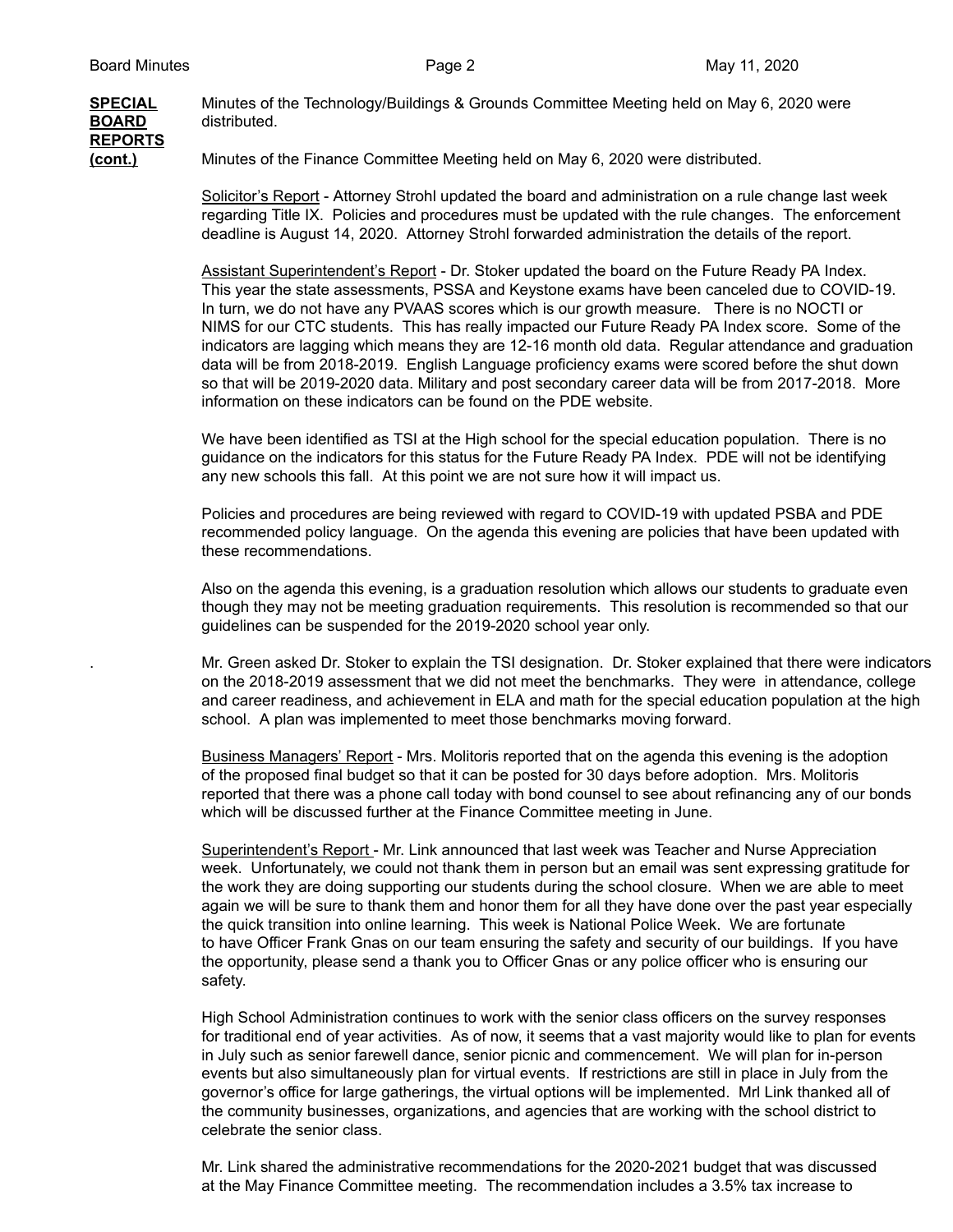**SPECIAL BOARD REPORTS (cont.)**

Minutes of the Technology/Buildings & Grounds Committee Meeting held on May 6, 2020 were distributed.

Minutes of the Finance Committee Meeting held on May 6, 2020 were distributed.

Solicitor's Report - Attorney Strohl updated the board and administration on a rule change last week regarding Title IX. Policies and procedures must be updated with the rule changes. The enforcement deadline is August 14, 2020. Attorney Strohl forwarded administration the details of the report.

Assistant Superintendent's Report - Dr. Stoker updated the board on the Future Ready PA Index. This year the state assessments, PSSA and Keystone exams have been canceled due to COVID-19. In turn, we do not have any PVAAS scores which is our growth measure. There is no NOCTI or NIMS for our CTC students. This has really impacted our Future Ready PA Index score. Some of the indicators are lagging which means they are 12-16 month old data. Regular attendance and graduation data will be from 2018-2019. English Language proficiency exams were scored before the shut down so that will be 2019-2020 data. Military and post secondary career data will be from 2017-2018. More information on these indicators can be found on the PDE website.

We have been identified as TSI at the High school for the special education population. There is no guidance on the indicators for this status for the Future Ready PA Index. PDE will not be identifying any new schools this fall. At this point we are not sure how it will impact us.

Policies and procedures are being reviewed with regard to COVID-19 with updated PSBA and PDE recommended policy language. On the agenda this evening are policies that have been updated with these recommendations.

Also on the agenda this evening, is a graduation resolution which allows our students to graduate even though they may not be meeting graduation requirements. This resolution is recommended so that our guidelines can be suspended for the 2019-2020 school year only.

Mr. Green asked Dr. Stoker to explain the TSI designation. Dr. Stoker explained that there were indicators on the 2018-2019 assessment that we did not meet the benchmarks. They were in attendance, college and career readiness, and achievement in ELA and math for the special education population at the high school. A plan was implemented to meet those benchmarks moving forward.

Business Managers' Report - Mrs. Molitoris reported that on the agenda this evening is the adoption of the proposed final budget so that it can be posted for 30 days before adoption. Mrs. Molitoris reported that there was a phone call today with bond counsel to see about refinancing any of our bonds which will be discussed further at the Finance Committee meeting in June.

Superintendent's Report - Mr. Link announced that last week was Teacher and Nurse Appreciation week. Unfortunately, we could not thank them in person but an email was sent expressing gratitude for the work they are doing supporting our students during the school closure. When we are able to meet again we will be sure to thank them and honor them for all they have done over the past year especially the quick transition into online learning. This week is National Police Week. We are fortunate to have Officer Frank Gnas on our team ensuring the safety and security of our buildings. If you have the opportunity, please send a thank you to Officer Gnas or any police officer who is ensuring our safety.

High School Administration continues to work with the senior class officers on the survey responses for traditional end of year activities. As of now, it seems that a vast majority would like to plan for events in July such as senior farewell dance, senior picnic and commencement. We will plan for in-person events but also simultaneously plan for virtual events. If restrictions are still in place in July from the governor's office for large gatherings, the virtual options will be implemented. Mrl Link thanked all of the community businesses, organizations, and agencies that are working with the school district to celebrate the senior class.

Mr. Link shared the administrative recommendations for the 2020-2021 budget that was discussed at the May Finance Committee meeting. The recommendation includes a 3.5% tax increase to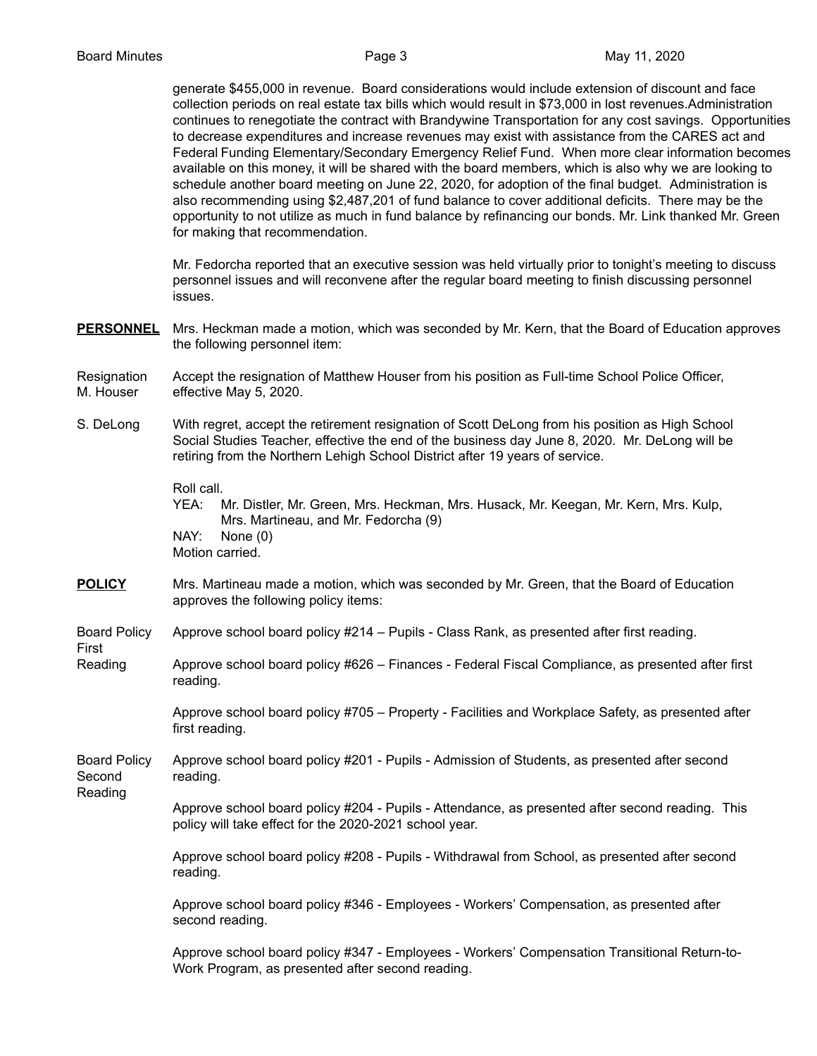generate $455,000 in revenue. Board considerations would include extension of discount and face collection periods on real estate tax bills which would result in $73,000 in lost revenues.Administration continues to renegotiate the contract with Brandywine Transportation for any cost savings. Opportunities to decrease expenditures and increase revenues may exist with assistance from the CARES act and Federal Funding Elementary/Secondary Emergency Relief Fund. When more clear information becomes available on this money, it will be shared with the board members, which is also why we are looking to schedule another board meeting on June 22, 2020, for adoption of the final budget. Administration is also recommending using $2,487,201 of fund balance to cover additional deficits. There may be the opportunity to not utilize as much in fund balance by refinancing our bonds. Mr. Link thanked Mr. Green for making that recommendation.

Mr. Fedorcha reported that an executive session was held virtually prior to tonight's meeting to discuss personnel issues and will reconvene after the regular board meeting to finish discussing personnel issues.

**PERSONNEL** Mrs. Heckman made a motion, which was seconded by Mr. Kern, that the Board of Education approves the following personnel item:

Resignation M. Houser — Accept the resignation of Matthew Houser from his position as Full-time School Police Officer, effective May 5, 2020.

S. DeLong — With regret, accept the retirement resignation of Scott DeLong from his position as High School Social Studies Teacher, effective the end of the business day June 8, 2020. Mr. DeLong will be retiring from the Northern Lehigh School District after 19 years of service.

Roll call.
YEA: Mr. Distler, Mr. Green, Mrs. Heckman, Mrs. Husack, Mr. Keegan, Mr. Kern, Mrs. Kulp, Mrs. Martineau, and Mr. Fedorcha (9)
NAY: None (0)
Motion carried.

**POLICY** Mrs. Martineau made a motion, which was seconded by Mr. Green, that the Board of Education approves the following policy items:

Board Policy First Reading

Approve school board policy #214 – Pupils - Class Rank, as presented after first reading.

Approve school board policy #626 – Finances - Federal Fiscal Compliance, as presented after first reading.

Approve school board policy #705 – Property - Facilities and Workplace Safety, as presented after first reading.

Board Policy Second Reading

Approve school board policy #201 - Pupils - Admission of Students, as presented after second reading.

Approve school board policy #204 - Pupils - Attendance, as presented after second reading. This policy will take effect for the 2020-2021 school year.

Approve school board policy #208 - Pupils - Withdrawal from School, as presented after second reading.

Approve school board policy #346 - Employees - Workers' Compensation, as presented after second reading.

Approve school board policy #347 - Employees - Workers' Compensation Transitional Return-to-Work Program, as presented after second reading.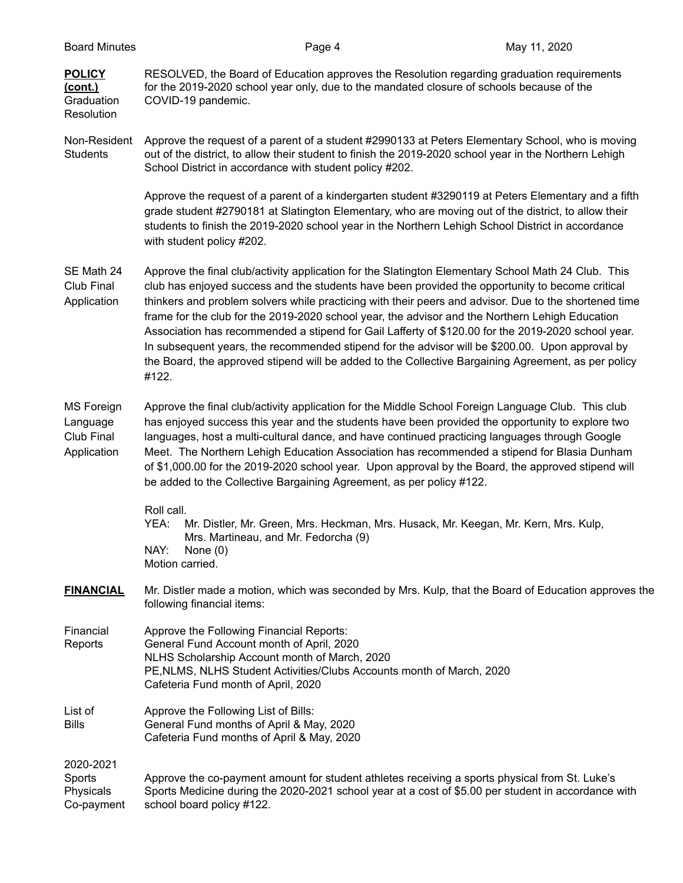**POLICY (cont.)**
Graduation Resolution

RESOLVED, the Board of Education approves the Resolution regarding graduation requirements for the 2019-2020 school year only, due to the mandated closure of schools because of the COVID-19 pandemic.

Non-Resident Students

Approve the request of a parent of a student #2990133 at Peters Elementary School, who is moving out of the district, to allow their student to finish the 2019-2020 school year in the Northern Lehigh School District in accordance with student policy #202.

Approve the request of a parent of a kindergarten student #3290119 at Peters Elementary and a fifth grade student #2790181 at Slatington Elementary, who are moving out of the district, to allow their students to finish the 2019-2020 school year in the Northern Lehigh School District in accordance with student policy #202.

SE Math 24 Club Final Application

Approve the final club/activity application for the Slatington Elementary School Math 24 Club. This club has enjoyed success and the students have been provided the opportunity to become critical thinkers and problem solvers while practicing with their peers and advisor. Due to the shortened time frame for the club for the 2019-2020 school year, the advisor and the Northern Lehigh Education Association has recommended a stipend for Gail Lafferty of $120.00 for the 2019-2020 school year. In subsequent years, the recommended stipend for the advisor will be $200.00. Upon approval by the Board, the approved stipend will be added to the Collective Bargaining Agreement, as per policy #122.

MS Foreign Language Club Final Application

Approve the final club/activity application for the Middle School Foreign Language Club. This club has enjoyed success this year and the students have been provided the opportunity to explore two languages, host a multi-cultural dance, and have continued practicing languages through Google Meet. The Northern Lehigh Education Association has recommended a stipend for Blasia Dunham of $1,000.00 for the 2019-2020 school year. Upon approval by the Board, the approved stipend will be added to the Collective Bargaining Agreement, as per policy #122.

Roll call.
YEA: Mr. Distler, Mr. Green, Mrs. Heckman, Mrs. Husack, Mr. Keegan, Mr. Kern, Mrs. Kulp, Mrs. Martineau, and Mr. Fedorcha (9)
NAY: None (0)
Motion carried.

**FINANCIAL**

Mr. Distler made a motion, which was seconded by Mrs. Kulp, that the Board of Education approves the following financial items:

Financial Reports

Approve the Following Financial Reports:
General Fund Account month of April, 2020
NLHS Scholarship Account month of March, 2020
PE,NLMS, NLHS Student Activities/Clubs Accounts month of March, 2020
Cafeteria Fund month of April, 2020

List of Bills

Approve the Following List of Bills:
General Fund months of April & May, 2020
Cafeteria Fund months of April & May, 2020

2020-2021 Sports Physicals Co-payment

Approve the co-payment amount for student athletes receiving a sports physical from St. Luke's Sports Medicine during the 2020-2021 school year at a cost of $5.00 per student in accordance with school board policy #122.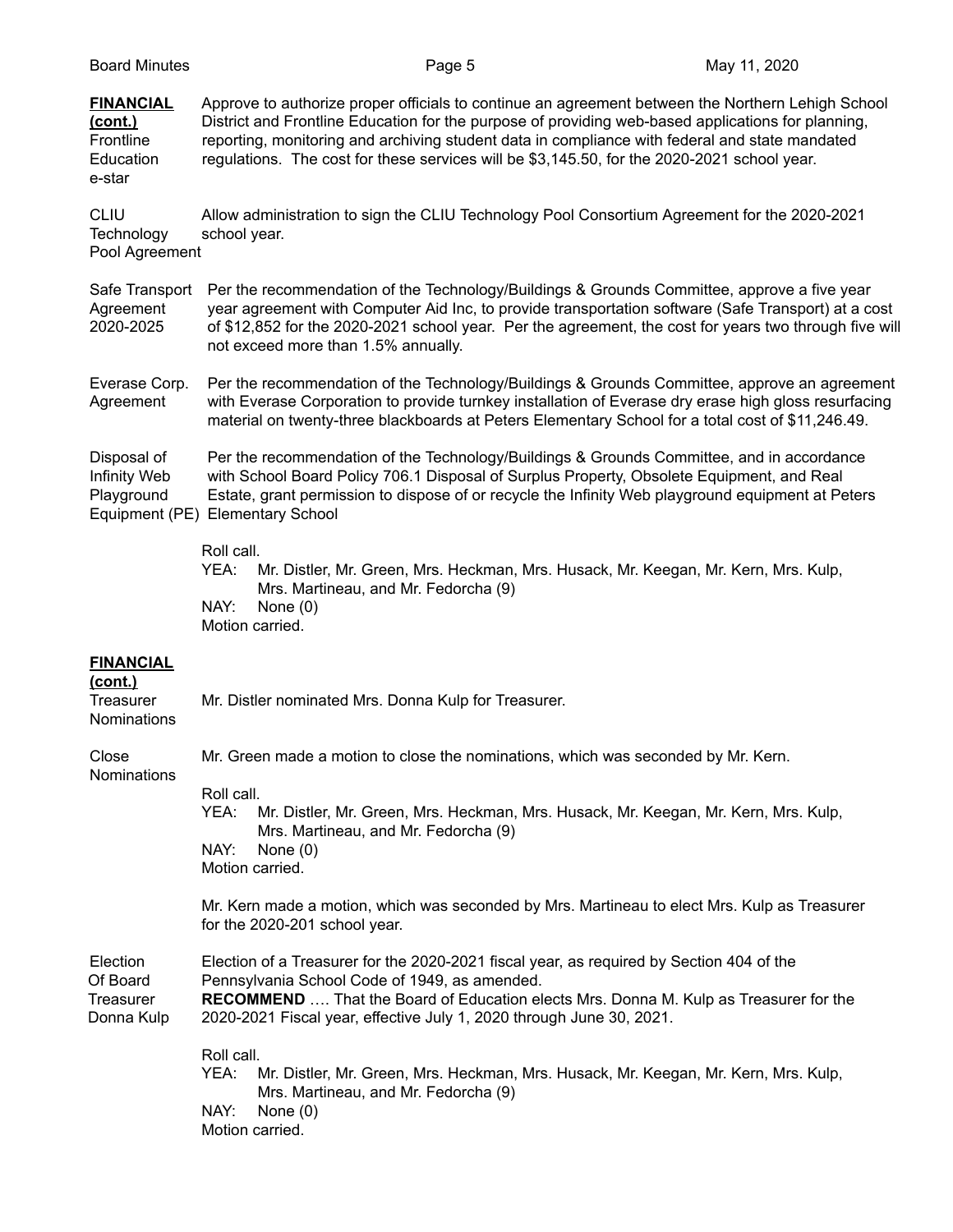**FINANCIAL (cont.)**

Frontline Education e-star

Approve to authorize proper officials to continue an agreement between the Northern Lehigh School District and Frontline Education for the purpose of providing web-based applications for planning, reporting, monitoring and archiving student data in compliance with federal and state mandated regulations. The cost for these services will be $3,145.50, for the 2020-2021 school year.

CLIU Technology Pool Agreement

Allow administration to sign the CLIU Technology Pool Consortium Agreement for the 2020-2021 school year.

Safe Transport Agreement 2020-2025

Per the recommendation of the Technology/Buildings & Grounds Committee, approve a five year year agreement with Computer Aid Inc, to provide transportation software (Safe Transport) at a cost of $12,852 for the 2020-2021 school year. Per the agreement, the cost for years two through five will not exceed more than 1.5% annually.

Everase Corp. Agreement

Per the recommendation of the Technology/Buildings & Grounds Committee, approve an agreement with Everase Corporation to provide turnkey installation of Everase dry erase high gloss resurfacing material on twenty-three blackboards at Peters Elementary School for a total cost of $11,246.49.

Disposal of Infinity Web Playground Equipment (PE)

Per the recommendation of the Technology/Buildings & Grounds Committee, and in accordance with School Board Policy 706.1 Disposal of Surplus Property, Obsolete Equipment, and Real Estate, grant permission to dispose of or recycle the Infinity Web playground equipment at Peters Elementary School

Roll call.
YEA: Mr. Distler, Mr. Green, Mrs. Heckman, Mrs. Husack, Mr. Keegan, Mr. Kern, Mrs. Kulp, Mrs. Martineau, and Mr. Fedorcha (9)
NAY: None (0)
Motion carried.

**FINANCIAL (cont.)**

Treasurer Nominations

Mr. Distler nominated Mrs. Donna Kulp for Treasurer.

Close Nominations

Mr. Green made a motion to close the nominations, which was seconded by Mr. Kern.

Roll call.
YEA: Mr. Distler, Mr. Green, Mrs. Heckman, Mrs. Husack, Mr. Keegan, Mr. Kern, Mrs. Kulp, Mrs. Martineau, and Mr. Fedorcha (9)
NAY: None (0)
Motion carried.

Mr. Kern made a motion, which was seconded by Mrs. Martineau to elect Mrs. Kulp as Treasurer for the 2020-201 school year.

Election Of Board Treasurer Donna Kulp

Election of a Treasurer for the 2020-2021 fiscal year, as required by Section 404 of the Pennsylvania School Code of 1949, as amended.
**RECOMMEND** …. That the Board of Education elects Mrs. Donna M. Kulp as Treasurer for the 2020-2021 Fiscal year, effective July 1, 2020 through June 30, 2021.

Roll call.
YEA: Mr. Distler, Mr. Green, Mrs. Heckman, Mrs. Husack, Mr. Keegan, Mr. Kern, Mrs. Kulp, Mrs. Martineau, and Mr. Fedorcha (9)
NAY: None (0)
Motion carried.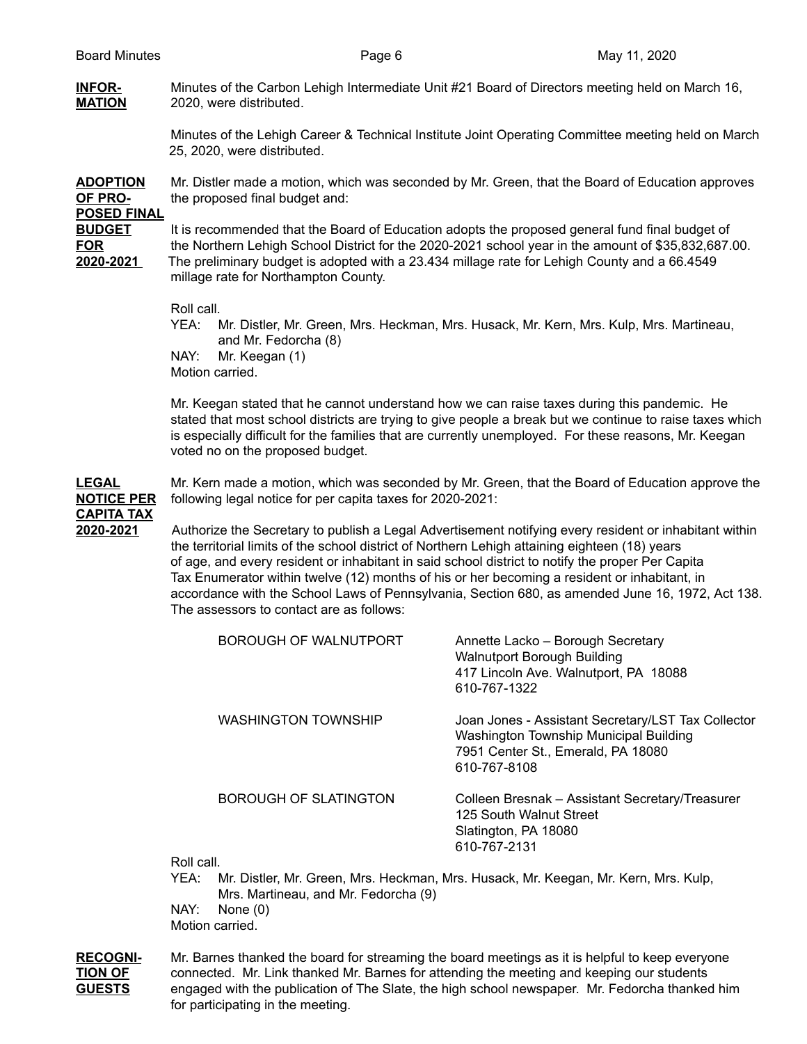**INFORMATION**

Minutes of the Carbon Lehigh Intermediate Unit #21 Board of Directors meeting held on March 16, 2020, were distributed.

Minutes of the Lehigh Career & Technical Institute Joint Operating Committee meeting held on March 25, 2020, were distributed.

**ADOPTION OF PROPOSED FINAL BUDGET FOR 2020-2021**

Mr. Distler made a motion, which was seconded by Mr. Green, that the Board of Education approves the proposed final budget and:

It is recommended that the Board of Education adopts the proposed general fund final budget of the Northern Lehigh School District for the 2020-2021 school year in the amount of $35,832,687.00. The preliminary budget is adopted with a 23.434 millage rate for Lehigh County and a 66.4549 millage rate for Northampton County.

Roll call.
YEA: Mr. Distler, Mr. Green, Mrs. Heckman, Mrs. Husack, Mr. Kern, Mrs. Kulp, Mrs. Martineau, and Mr. Fedorcha (8)
NAY: Mr. Keegan (1)
Motion carried.

Mr. Keegan stated that he cannot understand how we can raise taxes during this pandemic. He stated that most school districts are trying to give people a break but we continue to raise taxes which is especially difficult for the families that are currently unemployed. For these reasons, Mr. Keegan voted no on the proposed budget.

**LEGAL NOTICE PER CAPITA TAX 2020-2021**

Mr. Kern made a motion, which was seconded by Mr. Green, that the Board of Education approve the following legal notice for per capita taxes for 2020-2021:

Authorize the Secretary to publish a Legal Advertisement notifying every resident or inhabitant within the territorial limits of the school district of Northern Lehigh attaining eighteen (18) years of age, and every resident or inhabitant in said school district to notify the proper Per Capita Tax Enumerator within twelve (12) months of his or her becoming a resident or inhabitant, in accordance with the School Laws of Pennsylvania, Section 680, as amended June 16, 1972, Act 138. The assessors to contact are as follows:

| | |
|---|---|
| BOROUGH OF WALNUTPORT | Annette Lacko – Borough Secretary<br>Walnutport Borough Building<br>417 Lincoln Ave. Walnutport, PA 18088<br>610-767-1322 |
| WASHINGTON TOWNSHIP | Joan Jones - Assistant Secretary/LST Tax Collector<br>Washington Township Municipal Building<br>7951 Center St., Emerald, PA 18080<br>610-767-8108 |
| BOROUGH OF SLATINGTON | Colleen Bresnak – Assistant Secretary/Treasurer<br>125 South Walnut Street<br>Slatington, PA 18080<br>610-767-2131 |

Roll call.
YEA: Mr. Distler, Mr. Green, Mrs. Heckman, Mrs. Husack, Mr. Keegan, Mr. Kern, Mrs. Kulp, Mrs. Martineau, and Mr. Fedorcha (9)
NAY: None (0)
Motion carried.

**RECOGNITION OF GUESTS**

Mr. Barnes thanked the board for streaming the board meetings as it is helpful to keep everyone connected. Mr. Link thanked Mr. Barnes for attending the meeting and keeping our students engaged with the publication of The Slate, the high school newspaper. Mr. Fedorcha thanked him for participating in the meeting.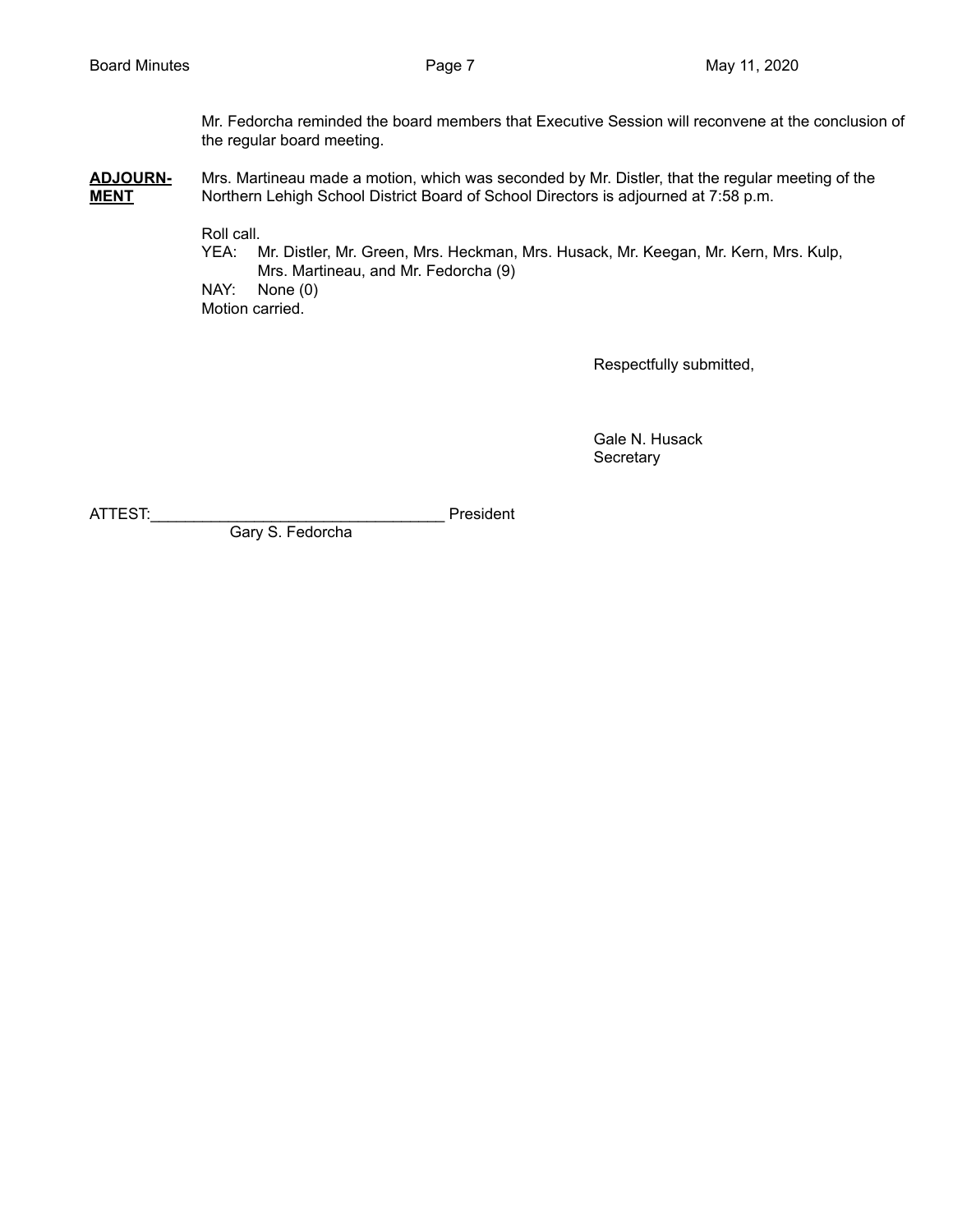Mr. Fedorcha reminded the board members that Executive Session will reconvene at the conclusion of the regular board meeting.

**ADJOURNMENT**

Mrs. Martineau made a motion, which was seconded by Mr. Distler, that the regular meeting of the Northern Lehigh School District Board of School Directors is adjourned at 7:58 p.m.

Roll call.
YEA: Mr. Distler, Mr. Green, Mrs. Heckman, Mrs. Husack, Mr. Keegan, Mr. Kern, Mrs. Kulp, Mrs. Martineau, and Mr. Fedorcha (9)
NAY: None (0)
Motion carried.

Respectfully submitted,

Gale N. Husack
Secretary

ATTEST:\_\_\_\_\_\_\_\_\_\_\_\_\_\_\_\_\_\_\_\_\_\_\_\_\_\_\_\_\_\_\_\_\_\_ President
Gary S. Fedorcha